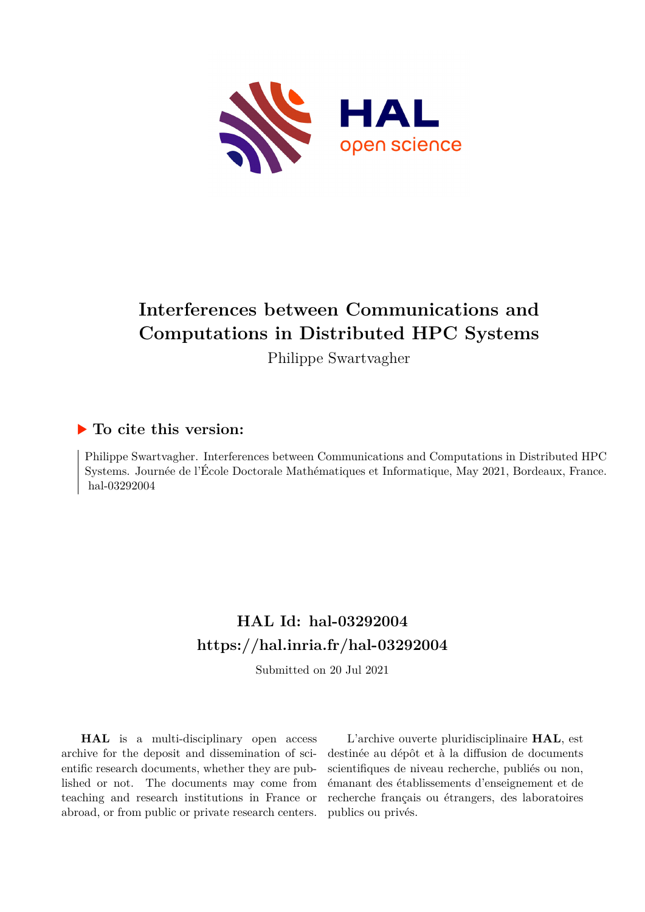# Interferences between Communications and Computations in Distributed HPC Systems

Philippe Swartvagher

## ▶ To cite this version:

Philippe Swartvagher. Interferences between Communications and Computations in Distributed HPC Systems. Journée de l'École Doctorale Mathématiques et Informatique, May 2021, Bordeaux, France. hal-03292004

## HAL Id: hal-03292004
## https://hal.inria.fr/hal-03292004

Submitted on 20 Jul 2021

**HAL** is a multi-disciplinary open access archive for the deposit and dissemination of scientific research documents, whether they are published or not. The documents may come from teaching and research institutions in France or abroad, or from public or private research centers.

L'archive ouverte pluridisciplinaire **HAL**, est destinée au dépôt et à la diffusion de documents scientifiques de niveau recherche, publiés ou non, émanant des établissements d'enseignement et de recherche français ou étrangers, des laboratoires publics ou privés.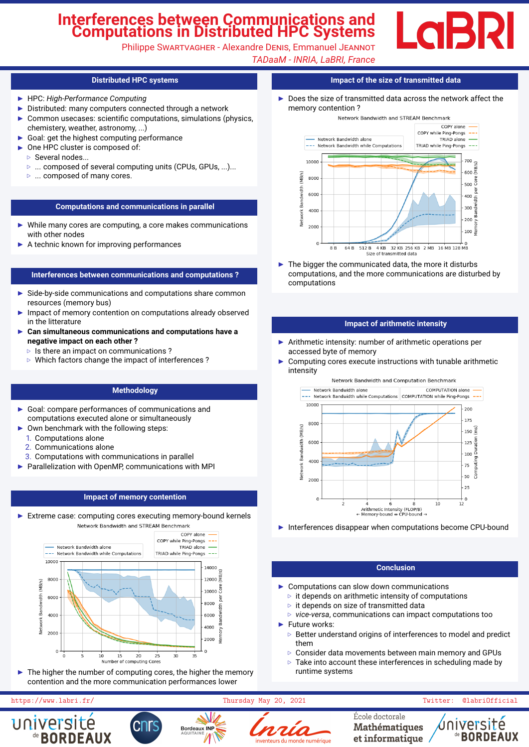# Interferences between Communications and Computations in Distributed HPC Systems

Philippe SWARTVAGHER - Alexandre DENIS, Emmanuel JEANNOT

*TADaaM - INRIA, LaBRI, France*

## Distributed HPC systems

- HPC: *High-Performance Computing*
- Distributed: many computers connected through a network
- Common usecases: scientific computations, simulations (physics, chemistry, weather, astronomy, ...)
- Goal: get the highest computing performance
- One HPC cluster is composed of:
  - Several nodes...
  - ... composed of several computing units (CPUs, GPUs, ...)...
  - ... composed of many cores.

## Computations and communications in parallel

- While many cores are computing, a core makes communications with other nodes
- A technic known for improving performances

## Interferences between communications and computations ?

- Side-by-side communications and computations share common resources (memory bus)
- Impact of memory contention on computations already observed in the litterature
- **Can simultaneous communications and computations have a negative impact on each other ?**
  - Is there an impact on communications ?
  - Which factors change the impact of interferences ?

## Methodology

- Goal: compare performances of communications and computations executed alone or simultaneously
- Own benchmark with the following steps:
  1. Computations alone
  2. Communications alone
  3. Computations with communications in parallel
- Parallelization with OpenMP, communications with MPI

## Impact of memory contention

- Extreme case: computing cores executing memory-bound kernels

Network Bandwidth and STREAM Benchmark

Network Bandwidth alone
Network Bandwidth while Computations
COPY alone
COPY while Ping-Pongs
TRIAD alone
TRIAD while Ping-Pongs

Network Bandwidth (MB/s): 0, 2000, 4000, 6000, 8000, 10000
Memory Bandwidth per Core (MB/s): 0, 2000, 4000, 6000, 8000, 10000, 12000, 14000
Number of computing Cores: 0, 5, 10, 15, 20, 25, 30, 35

- The higher the number of computing cores, the higher the memory contention and the more communication performances lower

## Impact of the size of transmitted data

- Does the size of transmitted data across the network affect the memory contention ?

Network Bandwidth and STREAM Benchmark

Network Bandwidth alone
Network Bandwidth while Computations
COPY alone
COPY while Ping-Pongs
TRIAD alone
TRIAD while Ping-Pongs

Network Bandwidth (MB/s): 0, 2000, 4000, 6000, 8000, 10000
Memory Bandwidth per Core (MB/s): 0, 100, 200, 300, 400, 500, 600, 700
Size of transmitted data: 8 B, 64 B, 512 B, 4 KB, 32 KB, 256 KB, 2 MB, 16 MB, 128 MB

- The bigger the communicated data, the more it disturbs computations, and the more communications are disturbed by computations

## Impact of arithmetic intensity

- Arithmetic intensity: number of arithmetic operations per accessed byte of memory
- Computing cores execute instructions with tunable arithmetic intensity

Network Bandwidth and Computation Benchmark

Network Bandwidth alone
Network Bandwidth while Computations
COMPUTATION alone
COMPUTATION while Ping-Pongs

Network Bandwidth (MB/s): 0, 2000, 4000, 6000, 8000, 10000
Computing Duration (ms): 0, 25, 50, 75, 100, 125, 150, 175, 200
Arithmetic Intensity (FLOP/B): 2, 4, 6, 8, 10, 12
← Memory-bound ⇔ CPU-bound →

- Interferences disappear when computations become CPU-bound

## Conclusion

- Computations can slow down communications
  - it depends on arithmetic intensity of computations
  - it depends on size of transmitted data
  - *vice-versa*, communications can impact computations too
- Future works:
  - Better understand origins of interferences to model and predict them
  - Consider data movements between main memory and GPUs
  - Take into account these interferences in scheduling made by runtime systems

https://www.labri.fr/ — Thursday May 20, 2021 — Twitter: @labriOfficial